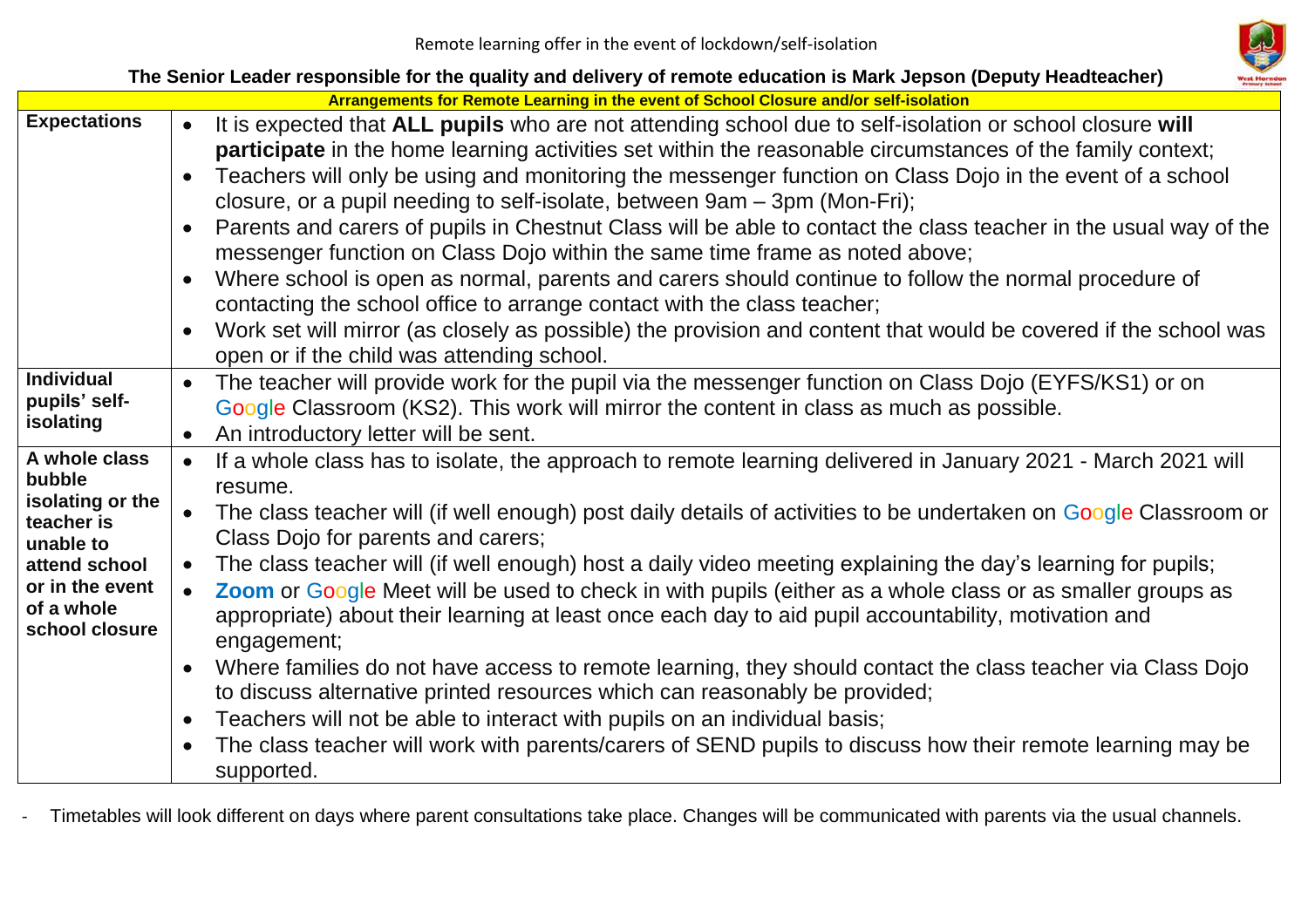Remote learning offer in the event of lockdown/self-isolation

**The Senior Leader responsible for the quality and delivery of remote education is Mark Jepson (Deputy Headteacher)**

| **Arrangements for Remote Learning in the event of School Closure and/or self-isolation** | |
|---|---|
| **Expectations** | • It is expected that **ALL pupils** who are not attending school due to self-isolation or school closure **will participate** in the home learning activities set within the reasonable circumstances of the family context;<br>• Teachers will only be using and monitoring the messenger function on Class Dojo in the event of a school closure, or a pupil needing to self-isolate, between 9am – 3pm (Mon-Fri);<br>• Parents and carers of pupils in Chestnut Class will be able to contact the class teacher in the usual way of the messenger function on Class Dojo within the same time frame as noted above;<br>• Where school is open as normal, parents and carers should continue to follow the normal procedure of contacting the school office to arrange contact with the class teacher;<br>• Work set will mirror (as closely as possible) the provision and content that would be covered if the school was open or if the child was attending school. |
| **Individual pupils' self-isolating** | • The teacher will provide work for the pupil via the messenger function on Class Dojo (EYFS/KS1) or on Google Classroom (KS2). This work will mirror the content in class as much as possible.<br>• An introductory letter will be sent. |
| **A whole class bubble isolating or the teacher is unable to attend school or in the event of a whole school closure** | • If a whole class has to isolate, the approach to remote learning delivered in January 2021 - March 2021 will resume.<br>• The class teacher will (if well enough) post daily details of activities to be undertaken on Google Classroom or Class Dojo for parents and carers;<br>• The class teacher will (if well enough) host a daily video meeting explaining the day's learning for pupils;<br>• **Zoom** or Google Meet will be used to check in with pupils (either as a whole class or as smaller groups as appropriate) about their learning at least once each day to aid pupil accountability, motivation and engagement;<br>• Where families do not have access to remote learning, they should contact the class teacher via Class Dojo to discuss alternative printed resources which can reasonably be provided;<br>• Teachers will not be able to interact with pupils on an individual basis;<br>• The class teacher will work with parents/carers of SEND pupils to discuss how their remote learning may be supported. |

- Timetables will look different on days where parent consultations take place. Changes will be communicated with parents via the usual channels.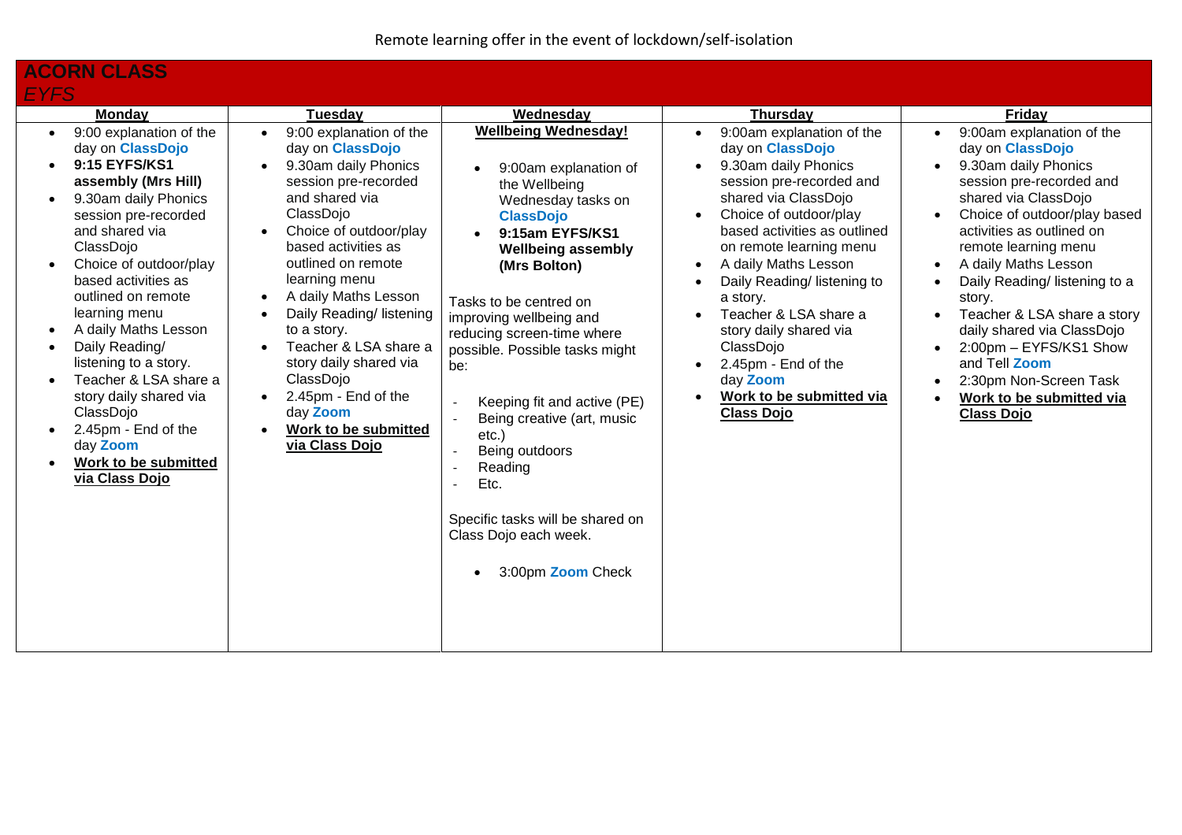Remote learning offer in the event of lockdown/self-isolation

## ACORN CLASS

*EYFS*

| Monday | Tuesday | Wednesday | Thursday | Friday |
|---|---|---|---|---|
| • 9:00 explanation of the day on **ClassDojo**<br>• **9:15 EYFS/KS1 assembly (Mrs Hill)**<br>• 9.30am daily Phonics session pre-recorded and shared via ClassDojo<br>• Choice of outdoor/play based activities as outlined on remote learning menu<br>• A daily Maths Lesson<br>• Daily Reading/ listening to a story.<br>• Teacher & LSA share a story daily shared via ClassDojo<br>• 2.45pm - End of the day **Zoom**<br>• **Work to be submitted via Class Dojo** | • 9:00 explanation of the day on **ClassDojo**<br>• 9.30am daily Phonics session pre-recorded and shared via ClassDojo<br>• Choice of outdoor/play based activities as outlined on remote learning menu<br>• A daily Maths Lesson<br>• Daily Reading/ listening to a story.<br>• Teacher & LSA share a story daily shared via ClassDojo<br>• 2.45pm - End of the day **Zoom**<br>• **Work to be submitted via Class Dojo** | **Wellbeing Wednesday!**<br>• 9:00am explanation of the Wellbeing Wednesday tasks on **ClassDojo**<br>• **9:15am EYFS/KS1 Wellbeing assembly (Mrs Bolton)**<br><br>Tasks to be centred on improving wellbeing and reducing screen-time where possible. Possible tasks might be:<br>- Keeping fit and active (PE)<br>- Being creative (art, music etc.)<br>- Being outdoors<br>- Reading<br>- Etc.<br><br>Specific tasks will be shared on Class Dojo each week.<br><br>• 3:00pm **Zoom** Check | • 9:00am explanation of the day on **ClassDojo**<br>• 9.30am daily Phonics session pre-recorded and shared via ClassDojo<br>• Choice of outdoor/play based activities as outlined on remote learning menu<br>• A daily Maths Lesson<br>• Daily Reading/ listening to a story.<br>• Teacher & LSA share a story daily shared via ClassDojo<br>• 2.45pm - End of the day **Zoom**<br>• **Work to be submitted via Class Dojo** | • 9:00am explanation of the day on **ClassDojo**<br>• 9.30am daily Phonics session pre-recorded and shared via ClassDojo<br>• Choice of outdoor/play based activities as outlined on remote learning menu<br>• A daily Maths Lesson<br>• Daily Reading/ listening to a story.<br>• Teacher & LSA share a story daily shared via ClassDojo<br>• 2:00pm – EYFS/KS1 Show and Tell **Zoom**<br>• 2:30pm Non-Screen Task<br>• **Work to be submitted via Class Dojo** |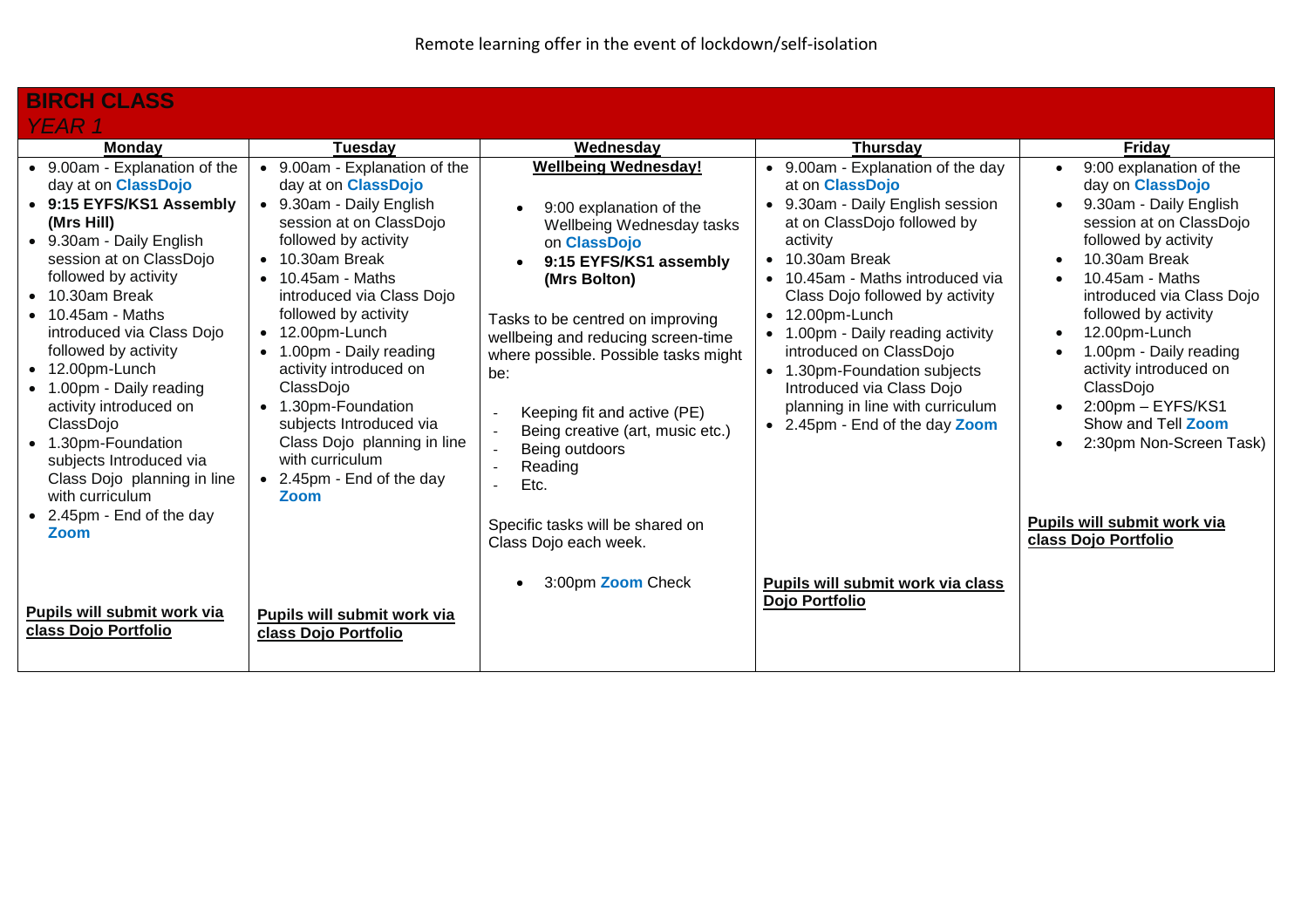Remote learning offer in the event of lockdown/self-isolation

## BIRCH CLASS
*YEAR 1*

| Monday | Tuesday | Wednesday | Thursday | Friday |
|---|---|---|---|---|
| • 9.00am - Explanation of the day at on **ClassDojo**<br>• **9:15 EYFS/KS1 Assembly (Mrs Hill)**<br>• 9.30am - Daily English session at on ClassDojo followed by activity<br>• 10.30am Break<br>• 10.45am - Maths introduced via Class Dojo followed by activity<br>• 12.00pm-Lunch<br>• 1.00pm - Daily reading activity introduced on ClassDojo<br>• 1.30pm-Foundation subjects Introduced via Class Dojo planning in line with curriculum<br>• 2.45pm - End of the day **Zoom**<br><br>**Pupils will submit work via class Dojo Portfolio** | • 9.00am - Explanation of the day at on **ClassDojo**<br>• 9.30am - Daily English session at on ClassDojo followed by activity<br>• 10.30am Break<br>• 10.45am - Maths introduced via Class Dojo followed by activity<br>• 12.00pm-Lunch<br>• 1.00pm - Daily reading activity introduced on ClassDojo<br>• 1.30pm-Foundation subjects Introduced via Class Dojo planning in line with curriculum<br>• 2.45pm - End of the day **Zoom**<br><br>**Pupils will submit work via class Dojo Portfolio** | **Wellbeing Wednesday!**<br><br>• 9:00 explanation of the Wellbeing Wednesday tasks on **ClassDojo**<br>• **9:15 EYFS/KS1 assembly (Mrs Bolton)**<br><br>Tasks to be centred on improving wellbeing and reducing screen-time where possible. Possible tasks might be:<br><br>- Keeping fit and active (PE)<br>- Being creative (art, music etc.)<br>- Being outdoors<br>- Reading<br>- Etc.<br><br>Specific tasks will be shared on Class Dojo each week.<br><br>• 3:00pm **Zoom** Check | • 9.00am - Explanation of the day at on **ClassDojo**<br>• 9.30am - Daily English session at on ClassDojo followed by activity<br>• 10.30am Break<br>• 10.45am - Maths introduced via Class Dojo followed by activity<br>• 12.00pm-Lunch<br>• 1.00pm - Daily reading activity introduced on ClassDojo<br>• 1.30pm-Foundation subjects Introduced via Class Dojo planning in line with curriculum<br>• 2.45pm - End of the day **Zoom**<br><br>**Pupils will submit work via class Dojo Portfolio** | • 9:00 explanation of the day on **ClassDojo**<br>• 9.30am - Daily English session at on ClassDojo followed by activity<br>• 10.30am Break<br>• 10.45am - Maths introduced via Class Dojo followed by activity<br>• 12.00pm-Lunch<br>• 1.00pm - Daily reading activity introduced on ClassDojo<br>• 2:00pm – EYFS/KS1 Show and Tell **Zoom**<br>• 2:30pm Non-Screen Task)<br><br>**Pupils will submit work via class Dojo Portfolio** |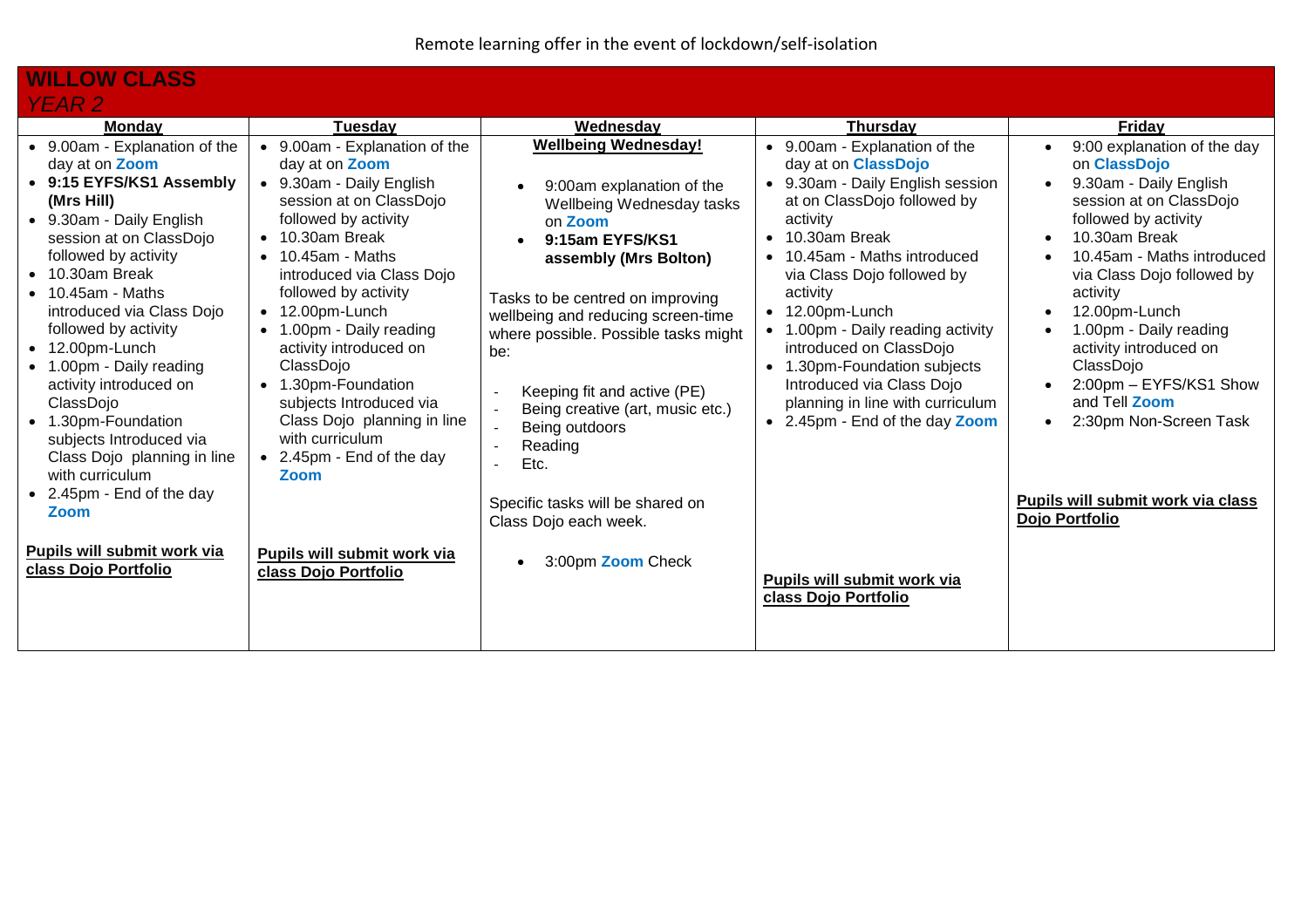Remote learning offer in the event of lockdown/self-isolation

## WILLOW CLASS

*YEAR 2*

| Monday | Tuesday | Wednesday | Thursday | Friday |
|---|---|---|---|---|
| • 9.00am - Explanation of the day at on **Zoom**<br>• **9:15 EYFS/KS1 Assembly (Mrs Hill)**<br>• 9.30am - Daily English session at on ClassDojo followed by activity<br>• 10.30am Break<br>• 10.45am - Maths introduced via Class Dojo followed by activity<br>• 12.00pm-Lunch<br>• 1.00pm - Daily reading activity introduced on ClassDojo<br>• 1.30pm-Foundation subjects Introduced via Class Dojo planning in line with curriculum<br>• 2.45pm - End of the day **Zoom**<br><br>**Pupils will submit work via class Dojo Portfolio** | • 9.00am - Explanation of the day at on **Zoom**<br>• 9.30am - Daily English session at on ClassDojo followed by activity<br>• 10.30am Break<br>• 10.45am - Maths introduced via Class Dojo followed by activity<br>• 12.00pm-Lunch<br>• 1.00pm - Daily reading activity introduced on ClassDojo<br>• 1.30pm-Foundation subjects Introduced via Class Dojo planning in line with curriculum<br>• 2.45pm - End of the day **Zoom**<br><br>**Pupils will submit work via class Dojo Portfolio** | **Wellbeing Wednesday!**<br><br>• 9:00am explanation of the Wellbeing Wednesday tasks on **Zoom**<br>• **9:15am EYFS/KS1 assembly (Mrs Bolton)**<br><br>Tasks to be centred on improving wellbeing and reducing screen-time where possible. Possible tasks might be:<br><br>- Keeping fit and active (PE)<br>- Being creative (art, music etc.)<br>- Being outdoors<br>- Reading<br>- Etc.<br><br>Specific tasks will be shared on Class Dojo each week.<br><br>• 3:00pm **Zoom** Check | • 9.00am - Explanation of the day at on **ClassDojo**<br>• 9.30am - Daily English session at on ClassDojo followed by activity<br>• 10.30am Break<br>• 10.45am - Maths introduced via Class Dojo followed by activity<br>• 12.00pm-Lunch<br>• 1.00pm - Daily reading activity introduced on ClassDojo<br>• 1.30pm-Foundation subjects Introduced via Class Dojo planning in line with curriculum<br>• 2.45pm - End of the day **Zoom**<br><br>**Pupils will submit work via class Dojo Portfolio** | • 9:00 explanation of the day on **ClassDojo**<br>• 9.30am - Daily English session at on ClassDojo followed by activity<br>• 10.30am Break<br>• 10.45am - Maths introduced via Class Dojo followed by activity<br>• 12.00pm-Lunch<br>• 1.00pm - Daily reading activity introduced on ClassDojo<br>• 2:00pm – EYFS/KS1 Show and Tell **Zoom**<br>• 2:30pm Non-Screen Task<br><br>**Pupils will submit work via class Dojo Portfolio** |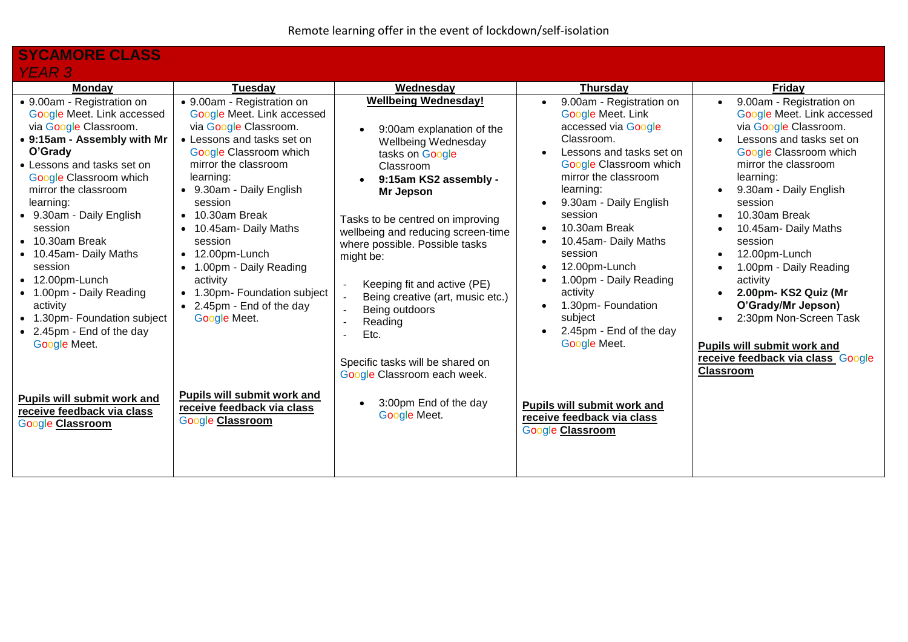Remote learning offer in the event of lockdown/self-isolation

## SYCAMORE CLASS

*YEAR 3*

| Monday | Tuesday | Wednesday | Thursday | Friday |
|---|---|---|---|---|
| • 9.00am - Registration on Google Meet. Link accessed via Google Classroom.<br>• **9:15am - Assembly with Mr O'Grady**<br>• Lessons and tasks set on Google Classroom which mirror the classroom learning:<br>• 9.30am - Daily English session<br>• 10.30am Break<br>• 10.45am- Daily Maths session<br>• 12.00pm-Lunch<br>• 1.00pm - Daily Reading activity<br>• 1.30pm- Foundation subject<br>• 2.45pm - End of the day Google Meet.<br><br>**Pupils will submit work and receive feedback via class Google Classroom** | • 9.00am - Registration on Google Meet. Link accessed via Google Classroom.<br>• Lessons and tasks set on Google Classroom which mirror the classroom learning:<br>• 9.30am - Daily English session<br>• 10.30am Break<br>• 10.45am- Daily Maths session<br>• 12.00pm-Lunch<br>• 1.00pm - Daily Reading activity<br>• 1.30pm- Foundation subject<br>• 2.45pm - End of the day Google Meet.<br><br>**Pupils will submit work and receive feedback via class Google Classroom** | **Wellbeing Wednesday!**<br><br>• 9:00am explanation of the Wellbeing Wednesday tasks on Google Classroom<br>• **9:15am KS2 assembly - Mr Jepson**<br><br>Tasks to be centred on improving wellbeing and reducing screen-time where possible. Possible tasks might be:<br><br>- Keeping fit and active (PE)<br>- Being creative (art, music etc.)<br>- Being outdoors<br>- Reading<br>- Etc.<br><br>Specific tasks will be shared on Google Classroom each week.<br><br>• 3:00pm End of the day Google Meet. | • 9.00am - Registration on Google Meet. Link accessed via Google Classroom.<br>• Lessons and tasks set on Google Classroom which mirror the classroom learning:<br>• 9.30am - Daily English session<br>• 10.30am Break<br>• 10.45am- Daily Maths session<br>• 12.00pm-Lunch<br>• 1.00pm - Daily Reading activity<br>• 1.30pm- Foundation subject<br>• 2.45pm - End of the day Google Meet.<br><br>**Pupils will submit work and receive feedback via class Google Classroom** | • 9.00am - Registration on Google Meet. Link accessed via Google Classroom.<br>• Lessons and tasks set on Google Classroom which mirror the classroom learning:<br>• 9.30am - Daily English session<br>• 10.30am Break<br>• 10.45am- Daily Maths session<br>• 12.00pm-Lunch<br>• 1.00pm - Daily Reading activity<br>• **2.00pm- KS2 Quiz (Mr O'Grady/Mr Jepson)**<br>• 2:30pm Non-Screen Task<br><br>**Pupils will submit work and receive feedback via class Google Classroom** |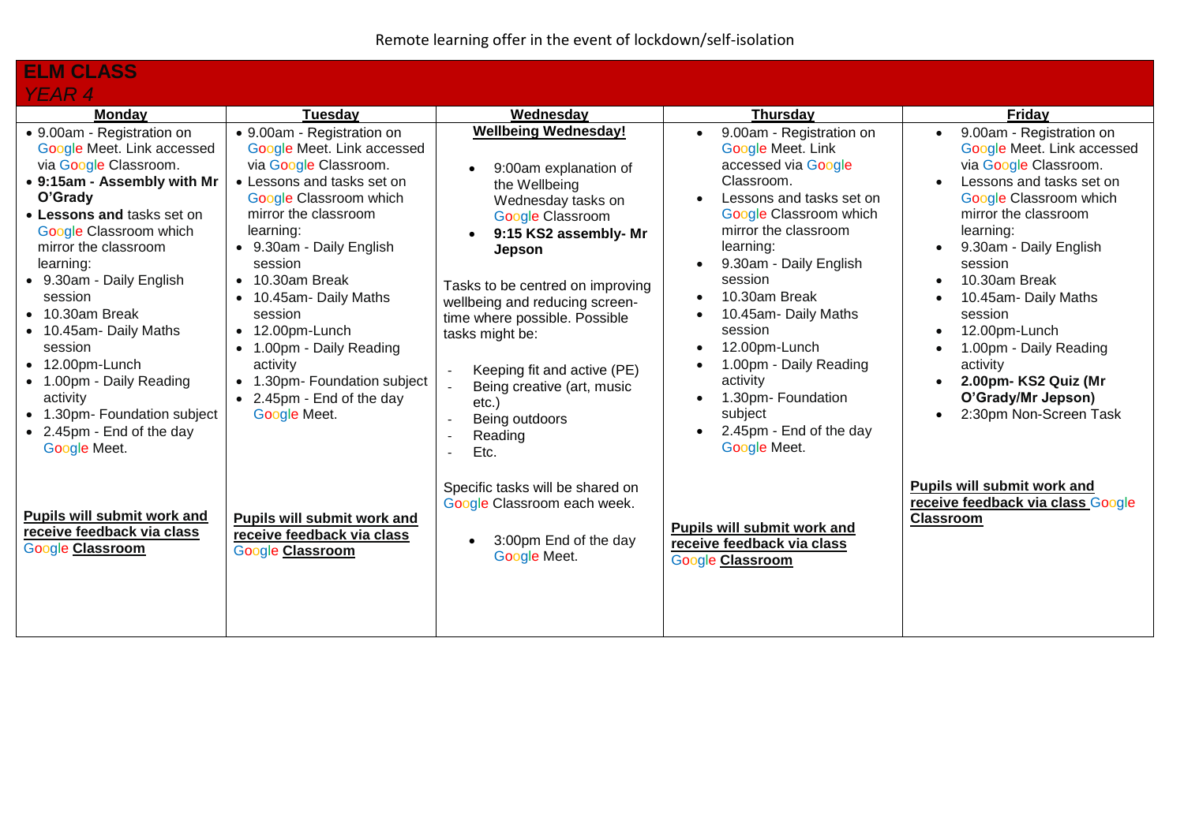Remote learning offer in the event of lockdown/self-isolation

## ELM CLASS
*YEAR 4*

| Monday | Tuesday | Wednesday | Thursday | Friday |
|---|---|---|---|---|
| • 9.00am - Registration on Google Meet. Link accessed via Google Classroom.<br>• **9:15am - Assembly with Mr O'Grady**<br>• **Lessons and** tasks set on Google Classroom which mirror the classroom learning:<br>• 9.30am - Daily English session<br>• 10.30am Break<br>• 10.45am- Daily Maths session<br>• 12.00pm-Lunch<br>• 1.00pm - Daily Reading activity<br>• 1.30pm- Foundation subject<br>• 2.45pm - End of the day Google Meet.<br><br>**Pupils will submit work and receive feedback via class Google Classroom** | • 9.00am - Registration on Google Meet. Link accessed via Google Classroom.<br>• Lessons and tasks set on Google Classroom which mirror the classroom learning:<br>• 9.30am - Daily English session<br>• 10.30am Break<br>• 10.45am- Daily Maths session<br>• 12.00pm-Lunch<br>• 1.00pm - Daily Reading activity<br>• 1.30pm- Foundation subject<br>• 2.45pm - End of the day Google Meet.<br><br>**Pupils will submit work and receive feedback via class Google Classroom** | **Wellbeing Wednesday!**<br><br>• 9:00am explanation of the Wellbeing Wednesday tasks on Google Classroom<br>• **9:15 KS2 assembly- Mr Jepson**<br><br>Tasks to be centred on improving wellbeing and reducing screen-time where possible. Possible tasks might be:<br><br>- Keeping fit and active (PE)<br>- Being creative (art, music etc.)<br>- Being outdoors<br>- Reading<br>- Etc.<br><br>Specific tasks will be shared on Google Classroom each week.<br><br>• 3:00pm End of the day Google Meet. | • 9.00am - Registration on Google Meet. Link accessed via Google Classroom.<br>• Lessons and tasks set on Google Classroom which mirror the classroom learning:<br>• 9.30am - Daily English session<br>• 10.30am Break<br>• 10.45am- Daily Maths session<br>• 12.00pm-Lunch<br>• 1.00pm - Daily Reading activity<br>• 1.30pm- Foundation subject<br>• 2.45pm - End of the day Google Meet.<br><br>**Pupils will submit work and receive feedback via class Google Classroom** | • 9.00am - Registration on Google Meet. Link accessed via Google Classroom.<br>• Lessons and tasks set on Google Classroom which mirror the classroom learning:<br>• 9.30am - Daily English session<br>• 10.30am Break<br>• 10.45am- Daily Maths session<br>• 12.00pm-Lunch<br>• 1.00pm - Daily Reading activity<br>• **2.00pm- KS2 Quiz (Mr O'Grady/Mr Jepson)**<br>• 2:30pm Non-Screen Task<br><br>**Pupils will submit work and receive feedback via class Google Classroom** |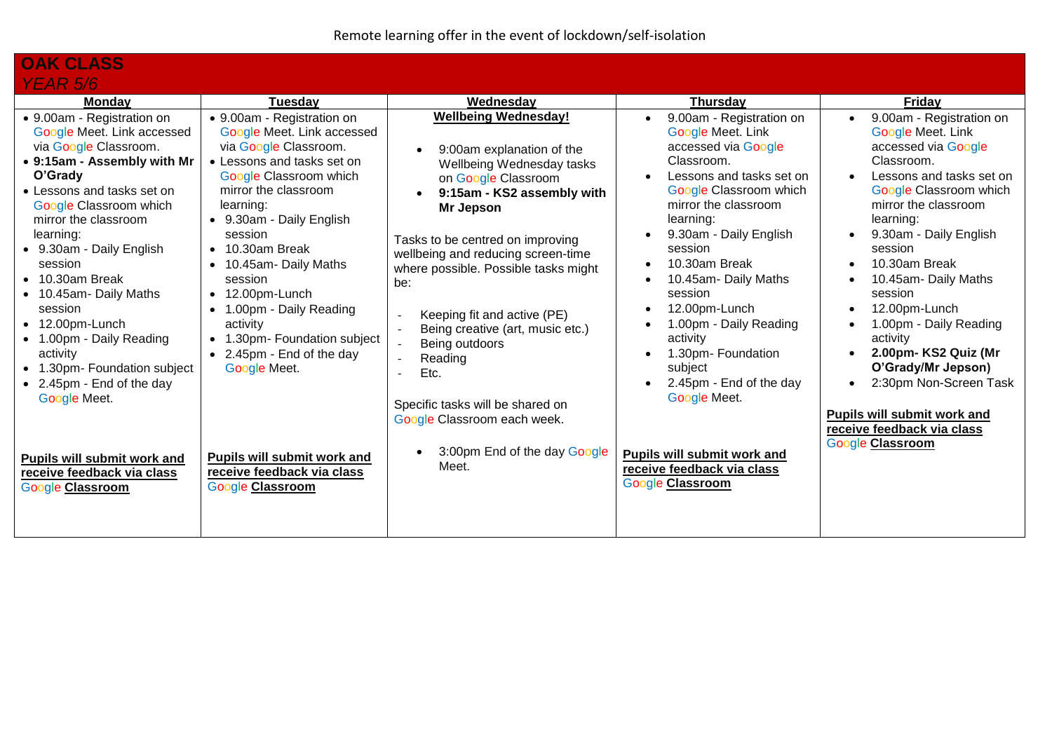Remote learning offer in the event of lockdown/self-isolation

**OAK CLASS**
*YEAR 5/6*

| Monday | Tuesday | Wednesday | Thursday | Friday |
|---|---|---|---|---|
| • 9.00am - Registration on Google Meet. Link accessed via Google Classroom.<br>• **9:15am - Assembly with Mr O'Grady**<br>• Lessons and tasks set on Google Classroom which mirror the classroom learning:<br>• 9.30am - Daily English session<br>• 10.30am Break<br>• 10.45am- Daily Maths session<br>• 12.00pm-Lunch<br>• 1.00pm - Daily Reading activity<br>• 1.30pm- Foundation subject<br>• 2.45pm - End of the day Google Meet.<br><br>**Pupils will submit work and receive feedback via class Google Classroom** | • 9.00am - Registration on Google Meet. Link accessed via Google Classroom.<br>• Lessons and tasks set on Google Classroom which mirror the classroom learning:<br>• 9.30am - Daily English session<br>• 10.30am Break<br>• 10.45am- Daily Maths session<br>• 12.00pm-Lunch<br>• 1.00pm - Daily Reading activity<br>• 1.30pm- Foundation subject<br>• 2.45pm - End of the day Google Meet.<br><br>**Pupils will submit work and receive feedback via class Google Classroom** | **Wellbeing Wednesday!**<br><br>• 9:00am explanation of the Wellbeing Wednesday tasks on Google Classroom<br>• **9:15am - KS2 assembly with Mr Jepson**<br><br>Tasks to be centred on improving wellbeing and reducing screen-time where possible. Possible tasks might be:<br><br>- Keeping fit and active (PE)<br>- Being creative (art, music etc.)<br>- Being outdoors<br>- Reading<br>- Etc.<br><br>Specific tasks will be shared on Google Classroom each week.<br><br>• 3:00pm End of the day Google Meet. | • 9.00am - Registration on Google Meet. Link accessed via Google Classroom.<br>• Lessons and tasks set on Google Classroom which mirror the classroom learning:<br>• 9.30am - Daily English session<br>• 10.30am Break<br>• 10.45am- Daily Maths session<br>• 12.00pm-Lunch<br>• 1.00pm - Daily Reading activity<br>• 1.30pm- Foundation subject<br>• 2.45pm - End of the day Google Meet.<br><br>**Pupils will submit work and receive feedback via class Google Classroom** | • 9.00am - Registration on Google Meet. Link accessed via Google Classroom.<br>• Lessons and tasks set on Google Classroom which mirror the classroom learning:<br>• 9.30am - Daily English session<br>• 10.30am Break<br>• 10.45am- Daily Maths session<br>• 12.00pm-Lunch<br>• 1.00pm - Daily Reading activity<br>• **2.00pm- KS2 Quiz (Mr O'Grady/Mr Jepson)**<br>• 2:30pm Non-Screen Task<br><br>**Pupils will submit work and receive feedback via class Google Classroom** |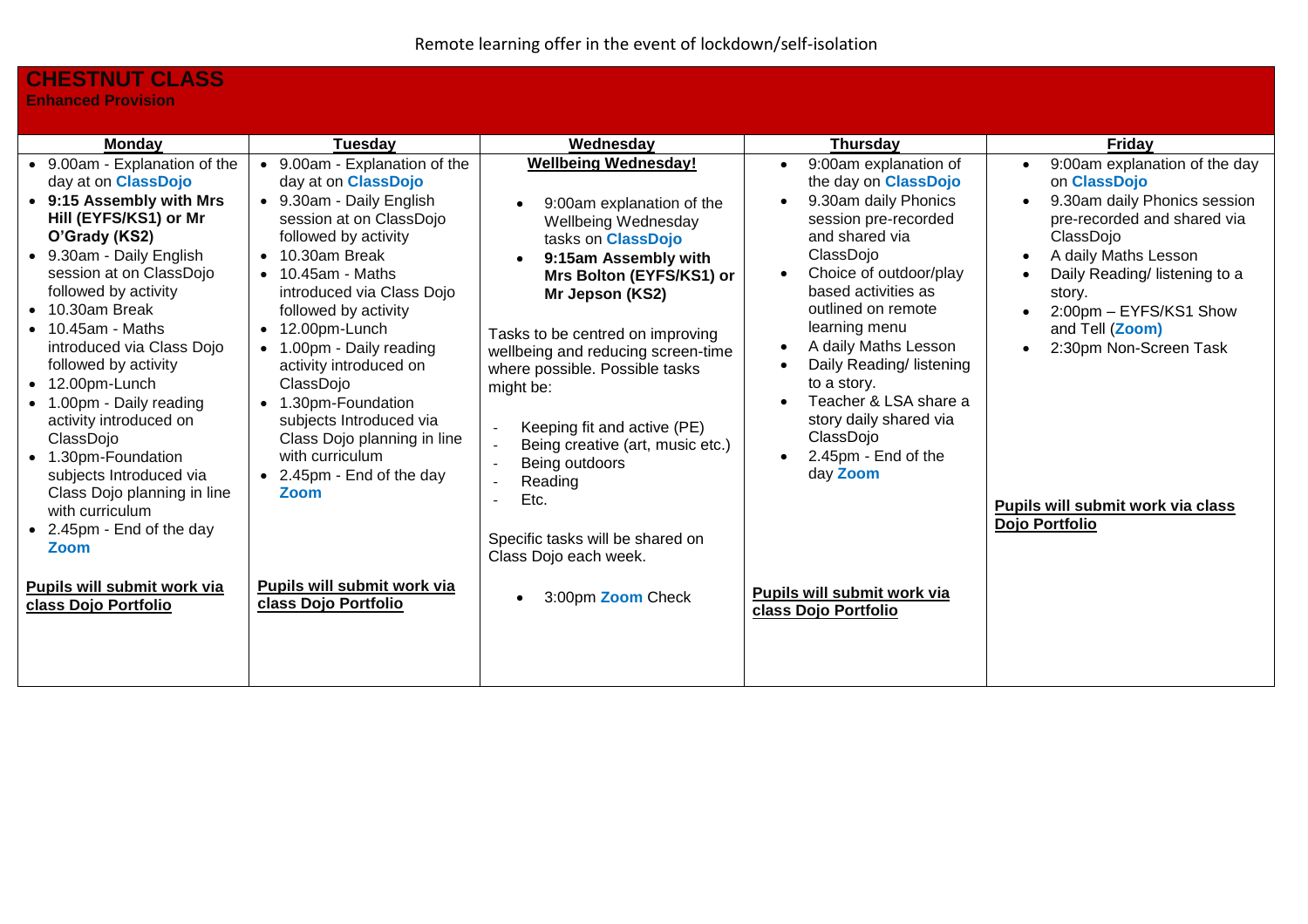Remote learning offer in the event of lockdown/self-isolation

## CHESTNUT CLASS

**Enhanced Provision**

| **Monday** | **Tuesday** | **Wednesday** | **Thursday** | **Friday** |
|---|---|---|---|---|
| • 9.00am - Explanation of the day at on **ClassDojo**<br>• **9:15 Assembly with Mrs Hill (EYFS/KS1) or Mr O'Grady (KS2)**<br>• 9.30am - Daily English session at on ClassDojo followed by activity<br>• 10.30am Break<br>• 10.45am - Maths introduced via Class Dojo followed by activity<br>• 12.00pm-Lunch<br>• 1.00pm - Daily reading activity introduced on ClassDojo<br>• 1.30pm-Foundation subjects Introduced via Class Dojo planning in line with curriculum<br>• 2.45pm - End of the day **Zoom**<br><br>**Pupils will submit work via class Dojo Portfolio** | • 9.00am - Explanation of the day at on **ClassDojo**<br>• 9.30am - Daily English session at on ClassDojo followed by activity<br>• 10.30am Break<br>• 10.45am - Maths introduced via Class Dojo followed by activity<br>• 12.00pm-Lunch<br>• 1.00pm - Daily reading activity introduced on ClassDojo<br>• 1.30pm-Foundation subjects Introduced via Class Dojo planning in line with curriculum<br>• 2.45pm - End of the day **Zoom**<br><br>**Pupils will submit work via class Dojo Portfolio** | **Wellbeing Wednesday!**<br><br>• 9:00am explanation of the Wellbeing Wednesday tasks on **ClassDojo**<br>• **9:15am Assembly with Mrs Bolton (EYFS/KS1) or Mr Jepson (KS2)**<br><br>Tasks to be centred on improving wellbeing and reducing screen-time where possible. Possible tasks might be:<br><br>- Keeping fit and active (PE)<br>- Being creative (art, music etc.)<br>- Being outdoors<br>- Reading<br>- Etc.<br><br>Specific tasks will be shared on Class Dojo each week.<br><br>• 3:00pm **Zoom** Check | • 9:00am explanation of the day on **ClassDojo**<br>• 9.30am daily Phonics session pre-recorded and shared via ClassDojo<br>• Choice of outdoor/play based activities as outlined on remote learning menu<br>• A daily Maths Lesson<br>• Daily Reading/ listening to a story.<br>• Teacher & LSA share a story daily shared via ClassDojo<br>• 2.45pm - End of the day **Zoom**<br><br>**Pupils will submit work via class Dojo Portfolio** | • 9:00am explanation of the day on **ClassDojo**<br>• 9.30am daily Phonics session pre-recorded and shared via ClassDojo<br>• A daily Maths Lesson<br>• Daily Reading/ listening to a story.<br>• 2:00pm – EYFS/KS1 Show and Tell (**Zoom)**<br>• 2:30pm Non-Screen Task<br><br>**Pupils will submit work via class Dojo Portfolio** |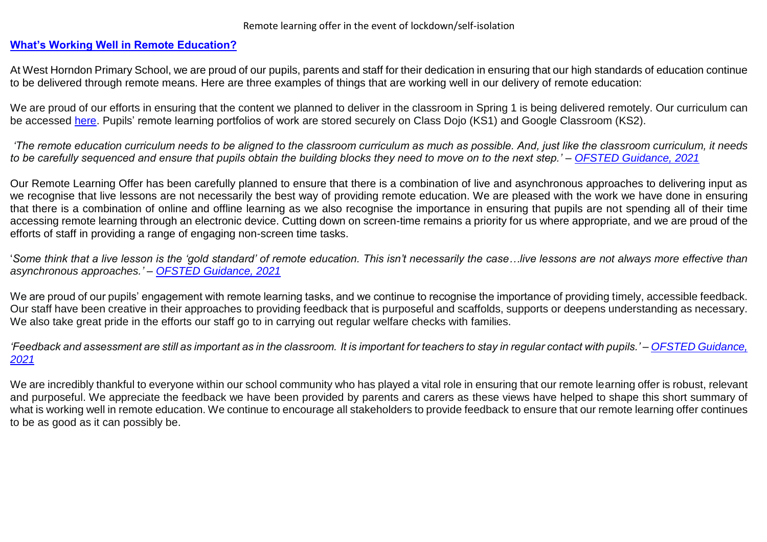Remote learning offer in the event of lockdown/self-isolation

**What's Working Well in Remote Education?**

At West Horndon Primary School, we are proud of our pupils, parents and staff for their dedication in ensuring that our high standards of education continue to be delivered through remote means. Here are three examples of things that are working well in our delivery of remote education:

We are proud of our efforts in ensuring that the content we planned to deliver in the classroom in Spring 1 is being delivered remotely. Our curriculum can be accessed here. Pupils' remote learning portfolios of work are stored securely on Class Dojo (KS1) and Google Classroom (KS2).

*'The remote education curriculum needs to be aligned to the classroom curriculum as much as possible. And, just like the classroom curriculum, it needs to be carefully sequenced and ensure that pupils obtain the building blocks they need to move on to the next step.' – OFSTED Guidance, 2021*

Our Remote Learning Offer has been carefully planned to ensure that there is a combination of live and asynchronous approaches to delivering input as we recognise that live lessons are not necessarily the best way of providing remote education. We are pleased with the work we have done in ensuring that there is a combination of online and offline learning as we also recognise the importance in ensuring that pupils are not spending all of their time accessing remote learning through an electronic device. Cutting down on screen-time remains a priority for us where appropriate, and we are proud of the efforts of staff in providing a range of engaging non-screen time tasks.

'*Some think that a live lesson is the 'gold standard' of remote education. This isn't necessarily the case…live lessons are not always more effective than asynchronous approaches.' – OFSTED Guidance, 2021*

We are proud of our pupils' engagement with remote learning tasks, and we continue to recognise the importance of providing timely, accessible feedback. Our staff have been creative in their approaches to providing feedback that is purposeful and scaffolds, supports or deepens understanding as necessary. We also take great pride in the efforts our staff go to in carrying out regular welfare checks with families.

*'Feedback and assessment are still as important as in the classroom. It is important for teachers to stay in regular contact with pupils.' – OFSTED Guidance, 2021*

We are incredibly thankful to everyone within our school community who has played a vital role in ensuring that our remote learning offer is robust, relevant and purposeful. We appreciate the feedback we have been provided by parents and carers as these views have helped to shape this short summary of what is working well in remote education. We continue to encourage all stakeholders to provide feedback to ensure that our remote learning offer continues to be as good as it can possibly be.